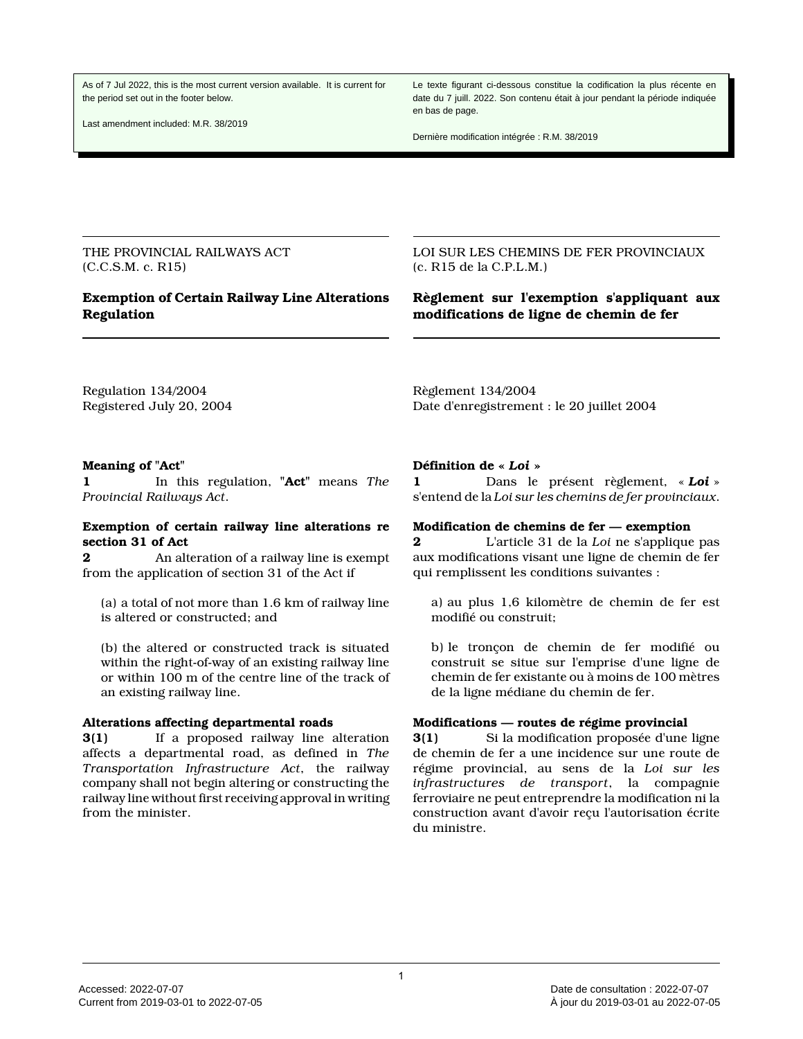As of 7 Jul 2022, this is the most current version available. It is current for the period set out in the footer below.

Last amendment included: M.R. 38/2019

Le texte figurant ci-dessous constitue la codification la plus récente en date du 7 juill. 2022. Son contenu était à jour pendant la période indiquée en bas de page.

Dernière modification intégrée : R.M. 38/2019

THE PROVINCIAL RAILWAYS ACT
(C.C.S.M. c. R15)

# Exemption of Certain Railway Line Alterations Regulation

Regulation 134/2004
Registered July 20, 2004

**Meaning of "Act"**
**1** In this regulation, "**Act**" means *The Provincial Railways Act*.

**Exemption of certain railway line alterations re section 31 of Act**
**2** An alteration of a railway line is exempt from the application of section 31 of the Act if

(a) a total of not more than 1.6 km of railway line is altered or constructed; and

(b) the altered or constructed track is situated within the right-of-way of an existing railway line or within 100 m of the centre line of the track of an existing railway line.

**Alterations affecting departmental roads**
**3(1)** If a proposed railway line alteration affects a departmental road, as defined in *The Transportation Infrastructure Act*, the railway company shall not begin altering or constructing the railway line without first receiving approval in writing from the minister.

---

LOI SUR LES CHEMINS DE FER PROVINCIAUX
(c. R15 de la C.P.L.M.)

# Règlement sur l'exemption s'appliquant aux modifications de ligne de chemin de fer

Règlement 134/2004
Date d'enregistrement : le 20 juillet 2004

**Définition de « *Loi* »**
**1** Dans le présent règlement, « ***Loi*** » s'entend de la *Loi sur les chemins de fer provinciaux*.

**Modification de chemins de fer — exemption**
**2** L'article 31 de la *Loi* ne s'applique pas aux modifications visant une ligne de chemin de fer qui remplissent les conditions suivantes :

a) au plus 1,6 kilomètre de chemin de fer est modifié ou construit;

b) le tronçon de chemin de fer modifié ou construit se situe sur l'emprise d'une ligne de chemin de fer existante ou à moins de 100 mètres de la ligne médiane du chemin de fer.

**Modifications — routes de régime provincial**
**3(1)** Si la modification proposée d'une ligne de chemin de fer a une incidence sur une route de régime provincial, au sens de la *Loi sur les infrastructures de transport*, la compagnie ferroviaire ne peut entreprendre la modification ni la construction avant d'avoir reçu l'autorisation écrite du ministre.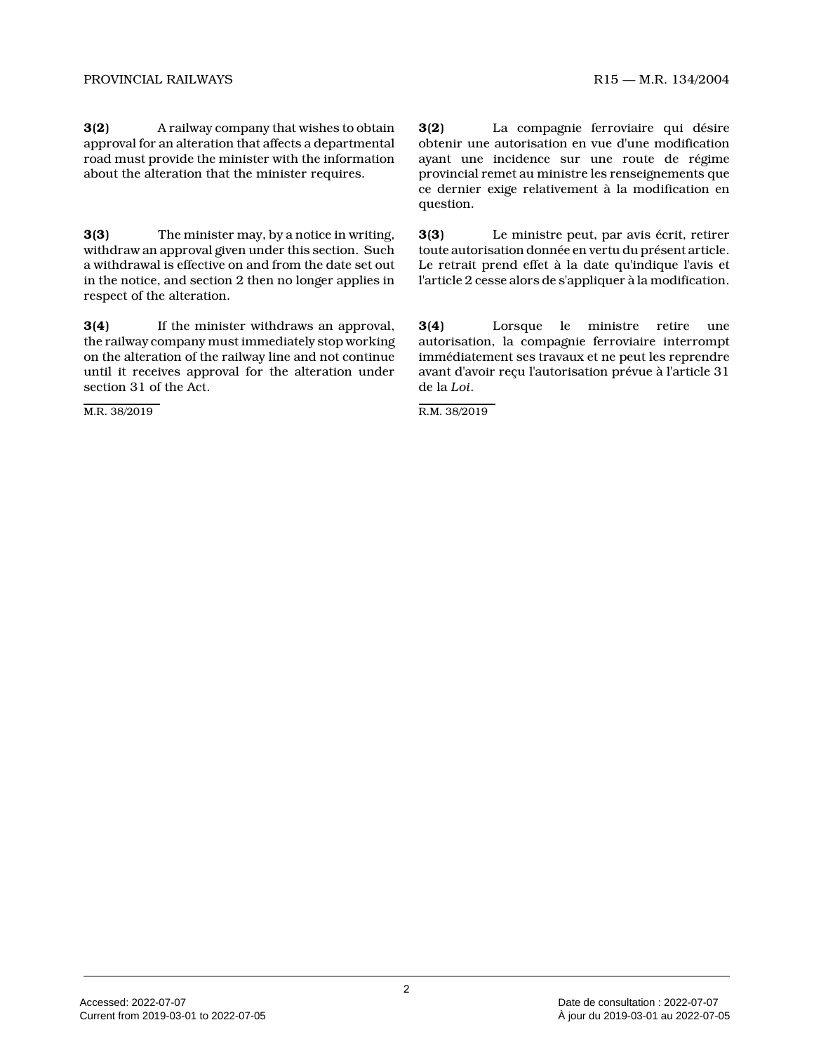**3(2)** A railway company that wishes to obtain approval for an alteration that affects a departmental road must provide the minister with the information about the alteration that the minister requires.

**3(3)** The minister may, by a notice in writing, withdraw an approval given under this section. Such a withdrawal is effective on and from the date set out in the notice, and section 2 then no longer applies in respect of the alteration.

**3(4)** If the minister withdraws an approval, the railway company must immediately stop working on the alteration of the railway line and not continue until it receives approval for the alteration under section 31 of the Act.

M.R. 38/2019

**3(2)** La compagnie ferroviaire qui désire obtenir une autorisation en vue d'une modification ayant une incidence sur une route de régime provincial remet au ministre les renseignements que ce dernier exige relativement à la modification en question.

**3(3)** Le ministre peut, par avis écrit, retirer toute autorisation donnée en vertu du présent article. Le retrait prend effet à la date qu'indique l'avis et l'article 2 cesse alors de s'appliquer à la modification.

**3(4)** Lorsque le ministre retire une autorisation, la compagnie ferroviaire interrompt immédiatement ses travaux et ne peut les reprendre avant d'avoir reçu l'autorisation prévue à l'article 31 de la *Loi*.

R.M. 38/2019